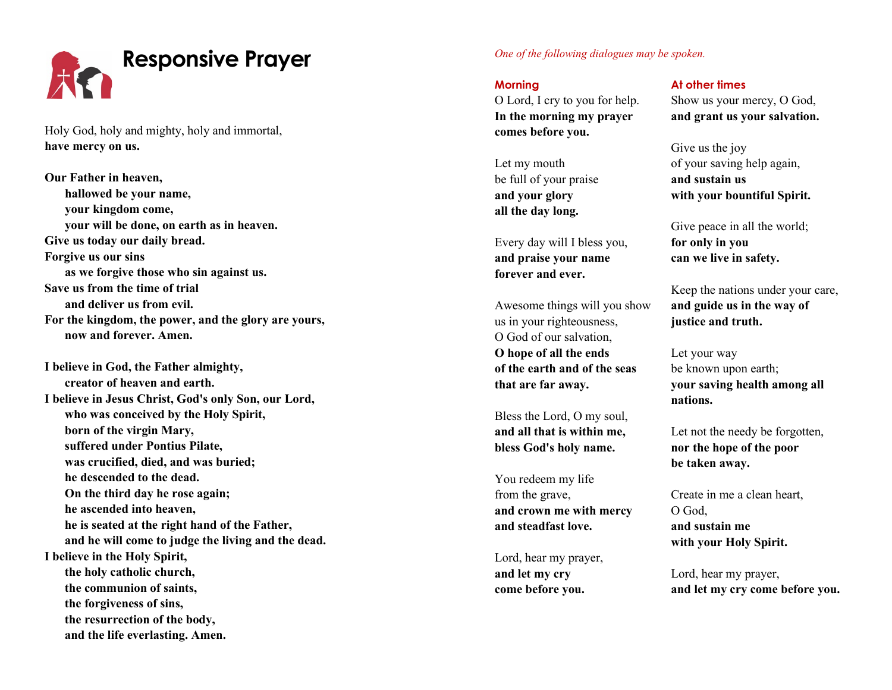# Responsive Prayer

Holy God, holy and mighty, holy and immortal,
**have mercy on us.**

**Our Father in heaven,**
**hallowed be your name,**
**your kingdom come,**
**your will be done, on earth as in heaven.**
**Give us today our daily bread.**
**Forgive us our sins**
**as we forgive those who sin against us.**
**Save us from the time of trial**
**and deliver us from evil.**
**For the kingdom, the power, and the glory are yours,**
**now and forever. Amen.**

**I believe in God, the Father almighty,**
**creator of heaven and earth.**
**I believe in Jesus Christ, God's only Son, our Lord,**
**who was conceived by the Holy Spirit,**
**born of the virgin Mary,**
**suffered under Pontius Pilate,**
**was crucified, died, and was buried;**
**he descended to the dead.**
**On the third day he rose again;**
**he ascended into heaven,**
**he is seated at the right hand of the Father,**
**and he will come to judge the living and the dead.**
**I believe in the Holy Spirit,**
**the holy catholic church,**
**the communion of saints,**
**the forgiveness of sins,**
**the resurrection of the body,**
**and the life everlasting. Amen.**

*One of the following dialogues may be spoken.*

### Morning

O Lord, I cry to you for help.
**In the morning my prayer comes before you.**

Let my mouth be full of your praise
**and your glory all the day long.**

Every day will I bless you,
**and praise your name forever and ever.**

Awesome things will you show us in your righteousness,
O God of our salvation,
**O hope of all the ends of the earth and of the seas that are far away.**

Bless the Lord, O my soul,
**and all that is within me, bless God's holy name.**

You redeem my life from the grave,
**and crown me with mercy and steadfast love.**

Lord, hear my prayer,
**and let my cry come before you.**

### At other times

Show us your mercy, O God,
**and grant us your salvation.**

Give us the joy of your saving help again,
**and sustain us with your bountiful Spirit.**

Give peace in all the world;
**for only in you can we live in safety.**

Keep the nations under your care,
**and guide us in the way of justice and truth.**

Let your way be known upon earth;
**your saving health among all nations.**

Let not the needy be forgotten,
**nor the hope of the poor be taken away.**

Create in me a clean heart, O God,
**and sustain me with your Holy Spirit.**

Lord, hear my prayer,
**and let my cry come before you.**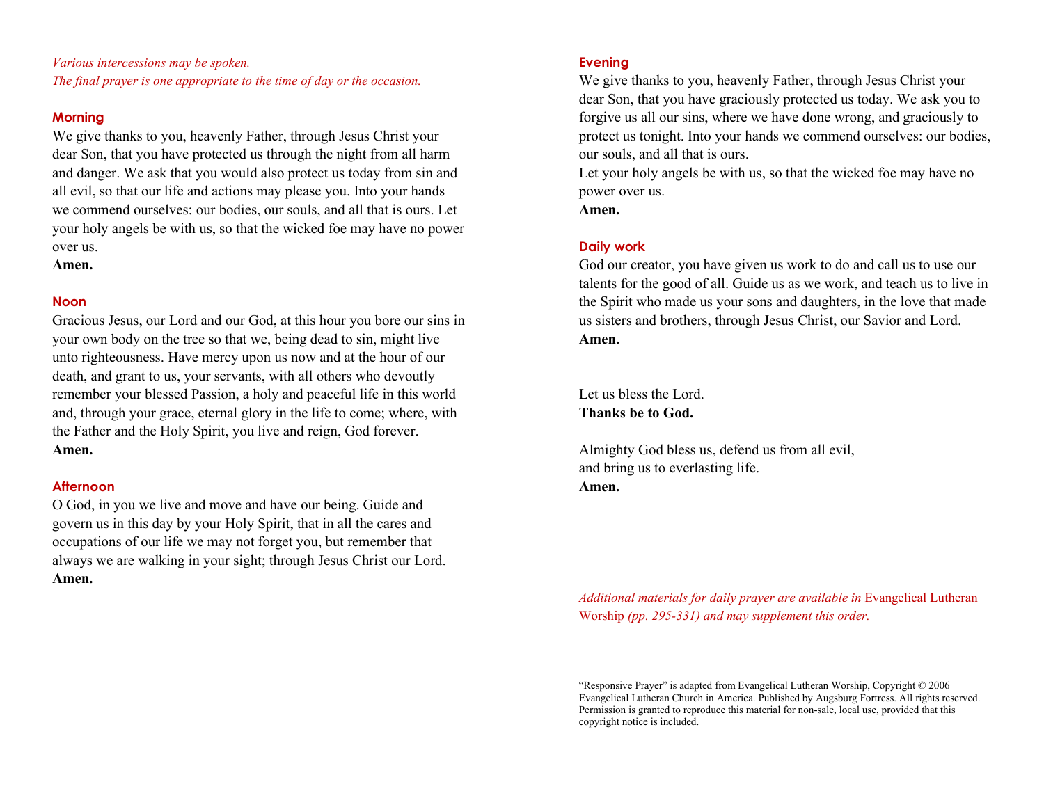*Various intercessions may be spoken.*
*The final prayer is one appropriate to the time of day or the occasion.*

### Morning

We give thanks to you, heavenly Father, through Jesus Christ your dear Son, that you have protected us through the night from all harm and danger. We ask that you would also protect us today from sin and all evil, so that our life and actions may please you. Into your hands we commend ourselves: our bodies, our souls, and all that is ours. Let your holy angels be with us, so that the wicked foe may have no power over us.
**Amen.**

### Noon

Gracious Jesus, our Lord and our God, at this hour you bore our sins in your own body on the tree so that we, being dead to sin, might live unto righteousness. Have mercy upon us now and at the hour of our death, and grant to us, your servants, with all others who devoutly remember your blessed Passion, a holy and peaceful life in this world and, through your grace, eternal glory in the life to come; where, with the Father and the Holy Spirit, you live and reign, God forever.
**Amen.**

### Afternoon

O God, in you we live and move and have our being. Guide and govern us in this day by your Holy Spirit, that in all the cares and occupations of our life we may not forget you, but remember that always we are walking in your sight; through Jesus Christ our Lord.
**Amen.**

### Evening

We give thanks to you, heavenly Father, through Jesus Christ your dear Son, that you have graciously protected us today. We ask you to forgive us all our sins, where we have done wrong, and graciously to protect us tonight. Into your hands we commend ourselves: our bodies, our souls, and all that is ours.
Let your holy angels be with us, so that the wicked foe may have no power over us.
**Amen.**

### Daily work

God our creator, you have given us work to do and call us to use our talents for the good of all. Guide us as we work, and teach us to live in the Spirit who made us your sons and daughters, in the love that made us sisters and brothers, through Jesus Christ, our Savior and Lord.
**Amen.**

Let us bless the Lord.
**Thanks be to God.**

Almighty God bless us, defend us from all evil,
and bring us to everlasting life.
**Amen.**

*Additional materials for daily prayer are available in* Evangelical Lutheran Worship *(pp. 295-331) and may supplement this order.*

"Responsive Prayer" is adapted from Evangelical Lutheran Worship, Copyright © 2006 Evangelical Lutheran Church in America. Published by Augsburg Fortress. All rights reserved. Permission is granted to reproduce this material for non-sale, local use, provided that this copyright notice is included.